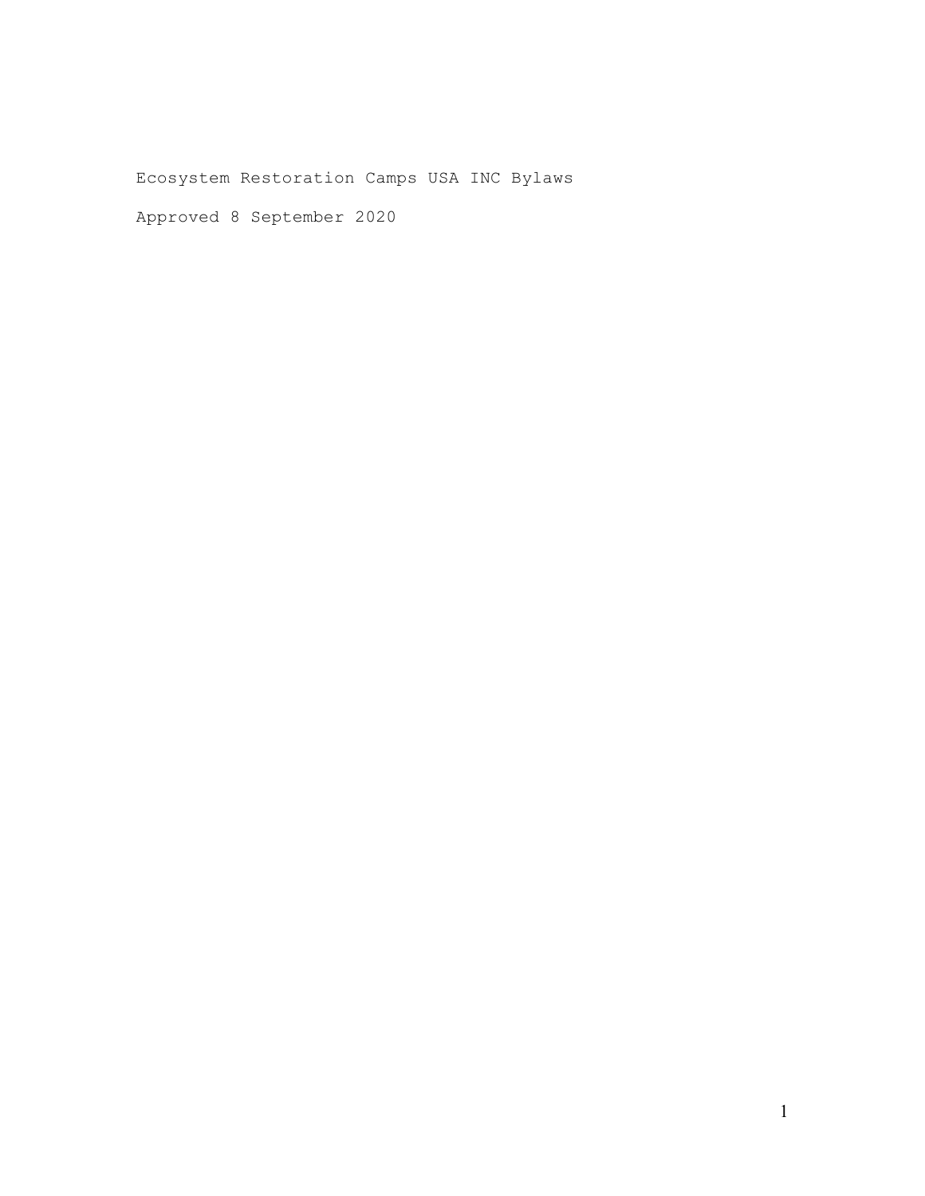Ecosystem Restoration Camps USA INC Bylaws

Approved 8 September 2020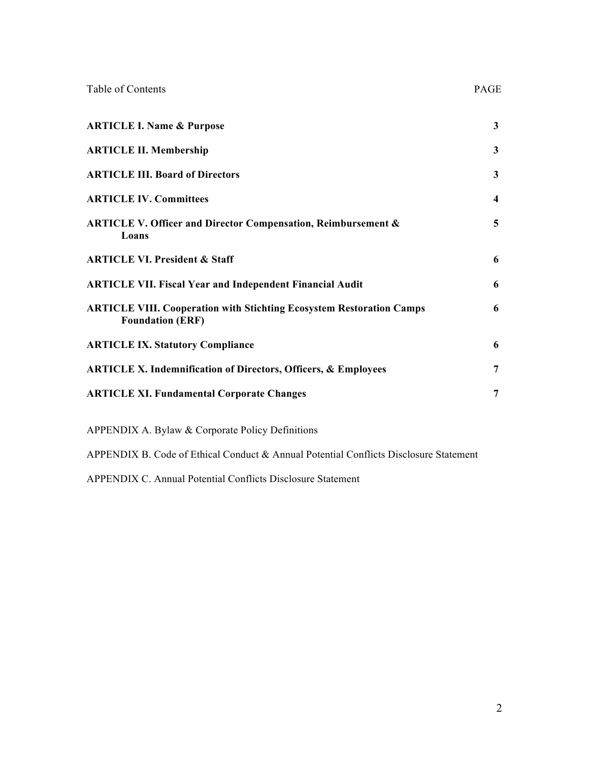| Table of Contents | PAGE |
| --- | --- |
| **ARTICLE I. Name & Purpose** | **3** |
| **ARTICLE II. Membership** | **3** |
| **ARTICLE III. Board of Directors** | **3** |
| **ARTICLE IV. Committees** | **4** |
| **ARTICLE V. Officer and Director Compensation, Reimbursement & Loans** | **5** |
| **ARTICLE VI. President & Staff** | **6** |
| **ARTICLE VII. Fiscal Year and Independent Financial Audit** | **6** |
| **ARTICLE VIII. Cooperation with Stichting Ecosystem Restoration Camps Foundation (ERF)** | **6** |
| **ARTICLE IX. Statutory Compliance** | **6** |
| **ARTICLE X. Indemnification of Directors, Officers, & Employees** | **7** |
| **ARTICLE XI. Fundamental Corporate Changes** | **7** |

APPENDIX A. Bylaw & Corporate Policy Definitions

APPENDIX B. Code of Ethical Conduct & Annual Potential Conflicts Disclosure Statement

APPENDIX C. Annual Potential Conflicts Disclosure Statement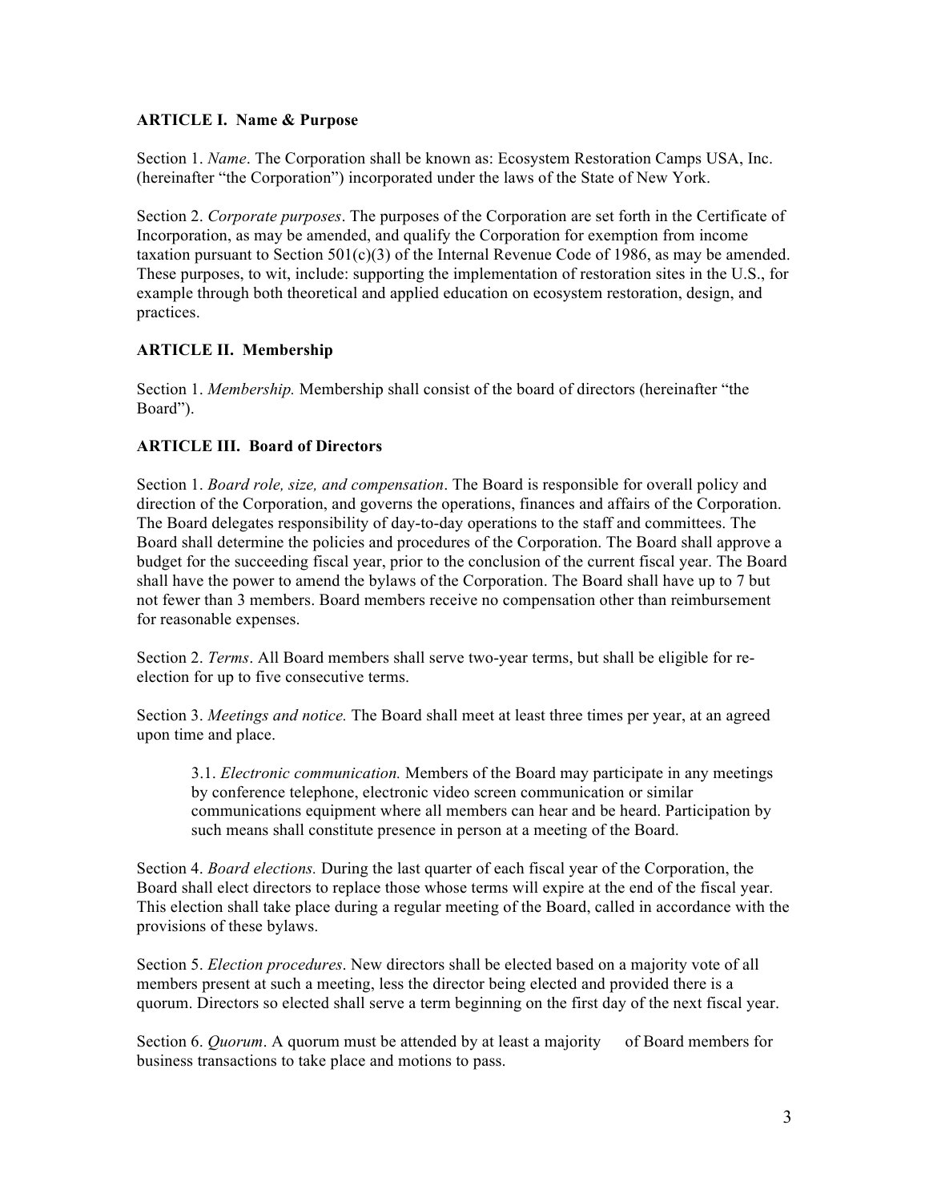## ARTICLE I. Name & Purpose

Section 1. *Name*. The Corporation shall be known as: Ecosystem Restoration Camps USA, Inc. (hereinafter "the Corporation") incorporated under the laws of the State of New York.

Section 2. *Corporate purposes*. The purposes of the Corporation are set forth in the Certificate of Incorporation, as may be amended, and qualify the Corporation for exemption from income taxation pursuant to Section 501(c)(3) of the Internal Revenue Code of 1986, as may be amended. These purposes, to wit, include: supporting the implementation of restoration sites in the U.S., for example through both theoretical and applied education on ecosystem restoration, design, and practices.

## ARTICLE II. Membership

Section 1. *Membership.* Membership shall consist of the board of directors (hereinafter "the Board").

## ARTICLE III. Board of Directors

Section 1. *Board role, size, and compensation*. The Board is responsible for overall policy and direction of the Corporation, and governs the operations, finances and affairs of the Corporation. The Board delegates responsibility of day-to-day operations to the staff and committees. The Board shall determine the policies and procedures of the Corporation. The Board shall approve a budget for the succeeding fiscal year, prior to the conclusion of the current fiscal year. The Board shall have the power to amend the bylaws of the Corporation. The Board shall have up to 7 but not fewer than 3 members. Board members receive no compensation other than reimbursement for reasonable expenses.

Section 2. *Terms*. All Board members shall serve two-year terms, but shall be eligible for re-election for up to five consecutive terms.

Section 3. *Meetings and notice.* The Board shall meet at least three times per year, at an agreed upon time and place.

> 3.1. *Electronic communication.* Members of the Board may participate in any meetings by conference telephone, electronic video screen communication or similar communications equipment where all members can hear and be heard. Participation by such means shall constitute presence in person at a meeting of the Board.

Section 4. *Board elections.* During the last quarter of each fiscal year of the Corporation, the Board shall elect directors to replace those whose terms will expire at the end of the fiscal year. This election shall take place during a regular meeting of the Board, called in accordance with the provisions of these bylaws.

Section 5. *Election procedures*. New directors shall be elected based on a majority vote of all members present at such a meeting, less the director being elected and provided there is a quorum. Directors so elected shall serve a term beginning on the first day of the next fiscal year.

Section 6. *Quorum*. A quorum must be attended by at least a majority of Board members for business transactions to take place and motions to pass.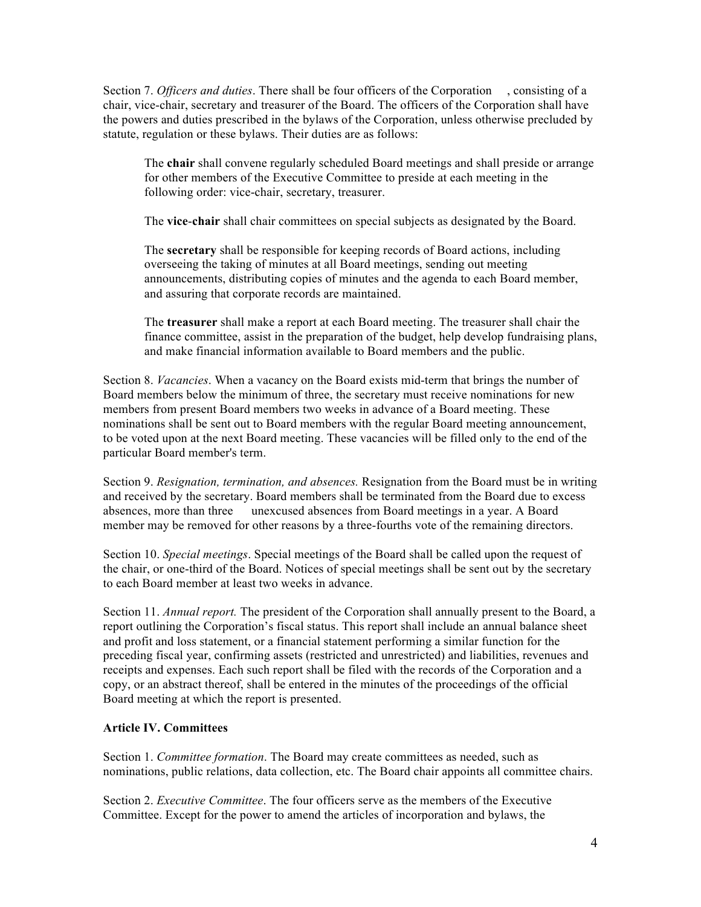Section 7. *Officers and duties*. There shall be four officers of the Corporation , consisting of a chair, vice-chair, secretary and treasurer of the Board. The officers of the Corporation shall have the powers and duties prescribed in the bylaws of the Corporation, unless otherwise precluded by statute, regulation or these bylaws. Their duties are as follows:

> The **chair** shall convene regularly scheduled Board meetings and shall preside or arrange for other members of the Executive Committee to preside at each meeting in the following order: vice-chair, secretary, treasurer.
>
> The **vice-chair** shall chair committees on special subjects as designated by the Board.
>
> The **secretary** shall be responsible for keeping records of Board actions, including overseeing the taking of minutes at all Board meetings, sending out meeting announcements, distributing copies of minutes and the agenda to each Board member, and assuring that corporate records are maintained.
>
> The **treasurer** shall make a report at each Board meeting. The treasurer shall chair the finance committee, assist in the preparation of the budget, help develop fundraising plans, and make financial information available to Board members and the public.

Section 8. *Vacancies*. When a vacancy on the Board exists mid-term that brings the number of Board members below the minimum of three, the secretary must receive nominations for new members from present Board members two weeks in advance of a Board meeting. These nominations shall be sent out to Board members with the regular Board meeting announcement, to be voted upon at the next Board meeting. These vacancies will be filled only to the end of the particular Board member's term.

Section 9. *Resignation, termination, and absences.* Resignation from the Board must be in writing and received by the secretary. Board members shall be terminated from the Board due to excess absences, more than three unexcused absences from Board meetings in a year. A Board member may be removed for other reasons by a three-fourths vote of the remaining directors.

Section 10. *Special meetings*. Special meetings of the Board shall be called upon the request of the chair, or one-third of the Board. Notices of special meetings shall be sent out by the secretary to each Board member at least two weeks in advance.

Section 11. *Annual report.* The president of the Corporation shall annually present to the Board, a report outlining the Corporation's fiscal status. This report shall include an annual balance sheet and profit and loss statement, or a financial statement performing a similar function for the preceding fiscal year, confirming assets (restricted and unrestricted) and liabilities, revenues and receipts and expenses. Each such report shall be filed with the records of the Corporation and a copy, or an abstract thereof, shall be entered in the minutes of the proceedings of the official Board meeting at which the report is presented.

**Article IV. Committees**

Section 1. *Committee formation*. The Board may create committees as needed, such as nominations, public relations, data collection, etc. The Board chair appoints all committee chairs.

Section 2. *Executive Committee*. The four officers serve as the members of the Executive Committee. Except for the power to amend the articles of incorporation and bylaws, the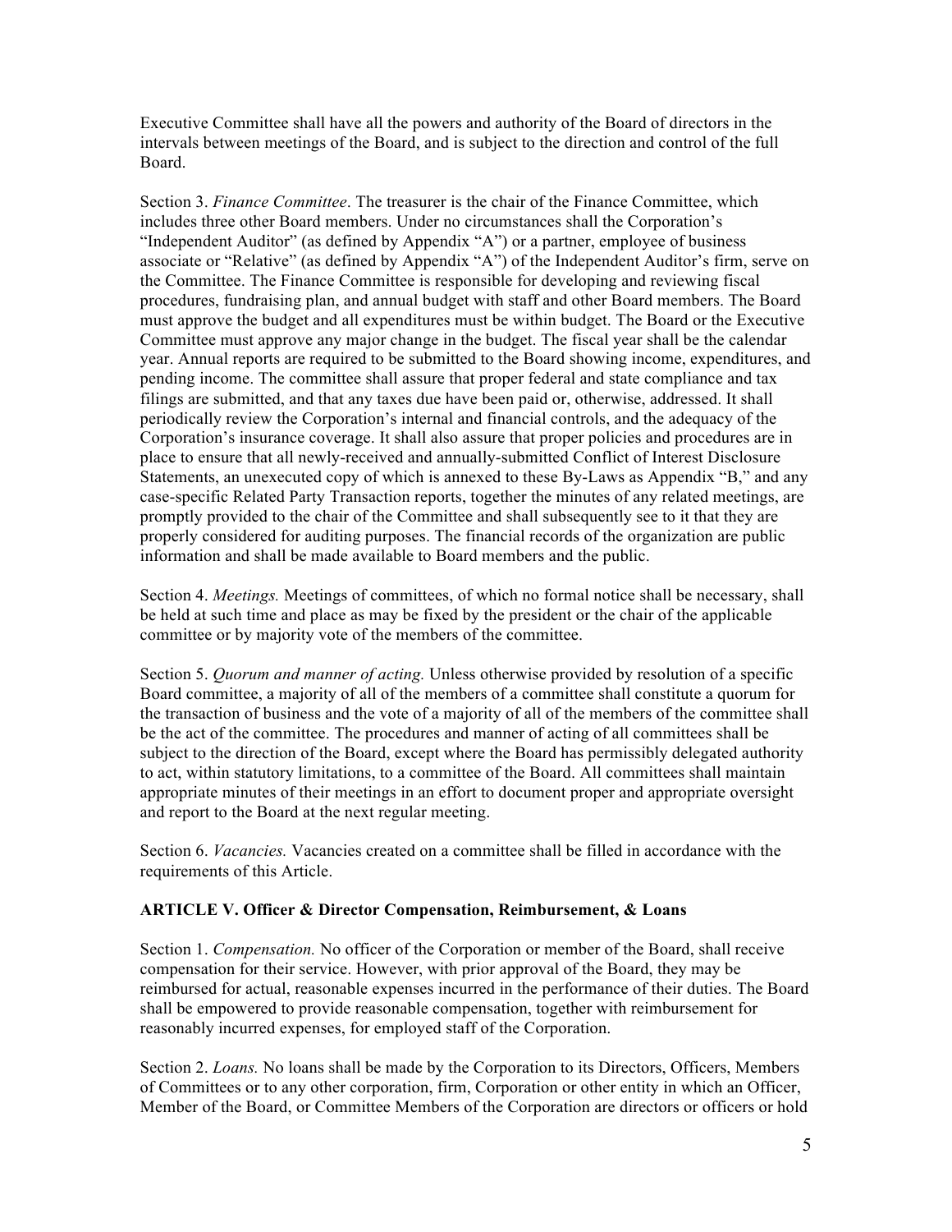Executive Committee shall have all the powers and authority of the Board of directors in the intervals between meetings of the Board, and is subject to the direction and control of the full Board.

Section 3. *Finance Committee*. The treasurer is the chair of the Finance Committee, which includes three other Board members. Under no circumstances shall the Corporation's "Independent Auditor" (as defined by Appendix "A") or a partner, employee of business associate or "Relative" (as defined by Appendix "A") of the Independent Auditor's firm, serve on the Committee. The Finance Committee is responsible for developing and reviewing fiscal procedures, fundraising plan, and annual budget with staff and other Board members. The Board must approve the budget and all expenditures must be within budget. The Board or the Executive Committee must approve any major change in the budget. The fiscal year shall be the calendar year. Annual reports are required to be submitted to the Board showing income, expenditures, and pending income. The committee shall assure that proper federal and state compliance and tax filings are submitted, and that any taxes due have been paid or, otherwise, addressed. It shall periodically review the Corporation's internal and financial controls, and the adequacy of the Corporation's insurance coverage. It shall also assure that proper policies and procedures are in place to ensure that all newly-received and annually-submitted Conflict of Interest Disclosure Statements, an unexecuted copy of which is annexed to these By-Laws as Appendix "B," and any case-specific Related Party Transaction reports, together the minutes of any related meetings, are promptly provided to the chair of the Committee and shall subsequently see to it that they are properly considered for auditing purposes. The financial records of the organization are public information and shall be made available to Board members and the public.

Section 4. *Meetings.* Meetings of committees, of which no formal notice shall be necessary, shall be held at such time and place as may be fixed by the president or the chair of the applicable committee or by majority vote of the members of the committee.

Section 5. *Quorum and manner of acting.* Unless otherwise provided by resolution of a specific Board committee, a majority of all of the members of a committee shall constitute a quorum for the transaction of business and the vote of a majority of all of the members of the committee shall be the act of the committee. The procedures and manner of acting of all committees shall be subject to the direction of the Board, except where the Board has permissibly delegated authority to act, within statutory limitations, to a committee of the Board. All committees shall maintain appropriate minutes of their meetings in an effort to document proper and appropriate oversight and report to the Board at the next regular meeting.

Section 6. *Vacancies.* Vacancies created on a committee shall be filled in accordance with the requirements of this Article.

**ARTICLE V. Officer & Director Compensation, Reimbursement, & Loans**

Section 1. *Compensation.* No officer of the Corporation or member of the Board, shall receive compensation for their service. However, with prior approval of the Board, they may be reimbursed for actual, reasonable expenses incurred in the performance of their duties. The Board shall be empowered to provide reasonable compensation, together with reimbursement for reasonably incurred expenses, for employed staff of the Corporation.

Section 2. *Loans.* No loans shall be made by the Corporation to its Directors, Officers, Members of Committees or to any other corporation, firm, Corporation or other entity in which an Officer, Member of the Board, or Committee Members of the Corporation are directors or officers or hold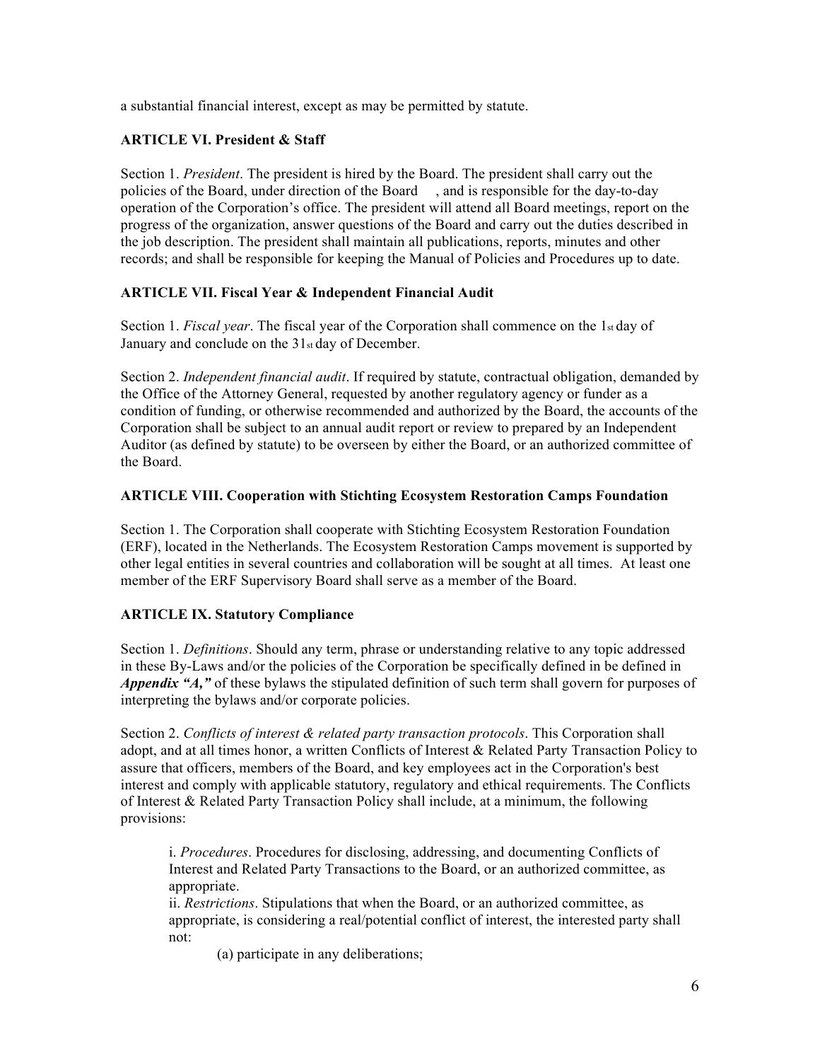a substantial financial interest, except as may be permitted by statute.

### ARTICLE VI. President & Staff

Section 1. *President*. The president is hired by the Board. The president shall carry out the policies of the Board, under direction of the Board , and is responsible for the day-to-day operation of the Corporation's office. The president will attend all Board meetings, report on the progress of the organization, answer questions of the Board and carry out the duties described in the job description. The president shall maintain all publications, reports, minutes and other records; and shall be responsible for keeping the Manual of Policies and Procedures up to date.

### ARTICLE VII. Fiscal Year & Independent Financial Audit

Section 1. *Fiscal year*. The fiscal year of the Corporation shall commence on the 1st day of January and conclude on the 31st day of December.

Section 2. *Independent financial audit*. If required by statute, contractual obligation, demanded by the Office of the Attorney General, requested by another regulatory agency or funder as a condition of funding, or otherwise recommended and authorized by the Board, the accounts of the Corporation shall be subject to an annual audit report or review to prepared by an Independent Auditor (as defined by statute) to be overseen by either the Board, or an authorized committee of the Board.

### ARTICLE VIII. Cooperation with Stichting Ecosystem Restoration Camps Foundation

Section 1. The Corporation shall cooperate with Stichting Ecosystem Restoration Foundation (ERF), located in the Netherlands. The Ecosystem Restoration Camps movement is supported by other legal entities in several countries and collaboration will be sought at all times. At least one member of the ERF Supervisory Board shall serve as a member of the Board.

### ARTICLE IX. Statutory Compliance

Section 1. *Definitions*. Should any term, phrase or understanding relative to any topic addressed in these By-Laws and/or the policies of the Corporation be specifically defined in be defined in ***Appendix "A,"*** of these bylaws the stipulated definition of such term shall govern for purposes of interpreting the bylaws and/or corporate policies.

Section 2. *Conflicts of interest & related party transaction protocols*. This Corporation shall adopt, and at all times honor, a written Conflicts of Interest & Related Party Transaction Policy to assure that officers, members of the Board, and key employees act in the Corporation's best interest and comply with applicable statutory, regulatory and ethical requirements. The Conflicts of Interest & Related Party Transaction Policy shall include, at a minimum, the following provisions:

i. *Procedures*. Procedures for disclosing, addressing, and documenting Conflicts of Interest and Related Party Transactions to the Board, or an authorized committee, as appropriate.

ii. *Restrictions*. Stipulations that when the Board, or an authorized committee, as appropriate, is considering a real/potential conflict of interest, the interested party shall not:

(a) participate in any deliberations;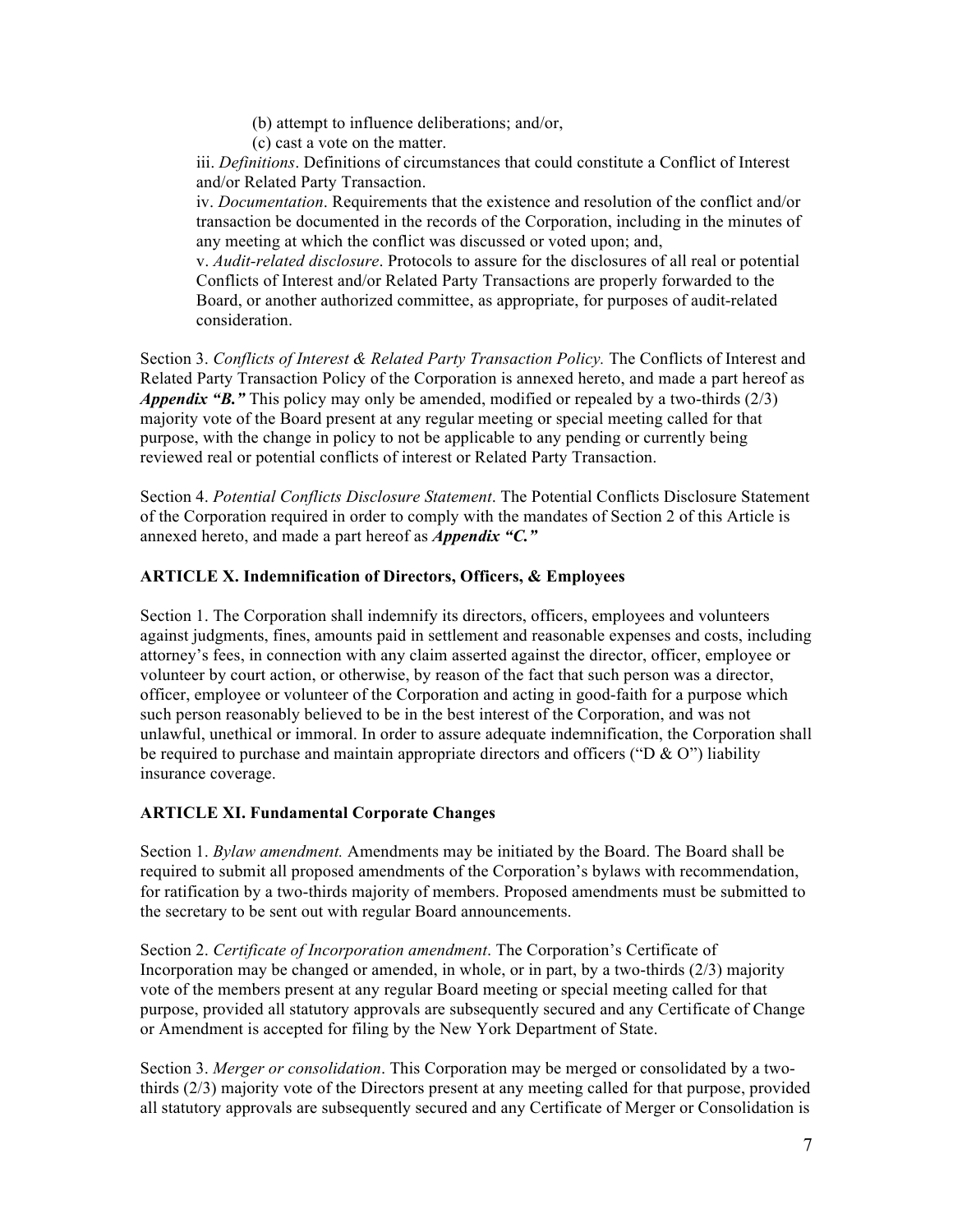(b) attempt to influence deliberations; and/or,

(c) cast a vote on the matter.

iii. *Definitions*. Definitions of circumstances that could constitute a Conflict of Interest and/or Related Party Transaction.

iv. *Documentation*. Requirements that the existence and resolution of the conflict and/or transaction be documented in the records of the Corporation, including in the minutes of any meeting at which the conflict was discussed or voted upon; and,

v. *Audit-related disclosure*. Protocols to assure for the disclosures of all real or potential Conflicts of Interest and/or Related Party Transactions are properly forwarded to the Board, or another authorized committee, as appropriate, for purposes of audit-related consideration.

Section 3. *Conflicts of Interest & Related Party Transaction Policy.* The Conflicts of Interest and Related Party Transaction Policy of the Corporation is annexed hereto, and made a part hereof as ***Appendix "B."*** This policy may only be amended, modified or repealed by a two-thirds (2/3) majority vote of the Board present at any regular meeting or special meeting called for that purpose, with the change in policy to not be applicable to any pending or currently being reviewed real or potential conflicts of interest or Related Party Transaction.

Section 4. *Potential Conflicts Disclosure Statement*. The Potential Conflicts Disclosure Statement of the Corporation required in order to comply with the mandates of Section 2 of this Article is annexed hereto, and made a part hereof as ***Appendix "C."***

## ARTICLE X. Indemnification of Directors, Officers, & Employees

Section 1. The Corporation shall indemnify its directors, officers, employees and volunteers against judgments, fines, amounts paid in settlement and reasonable expenses and costs, including attorney's fees, in connection with any claim asserted against the director, officer, employee or volunteer by court action, or otherwise, by reason of the fact that such person was a director, officer, employee or volunteer of the Corporation and acting in good-faith for a purpose which such person reasonably believed to be in the best interest of the Corporation, and was not unlawful, unethical or immoral. In order to assure adequate indemnification, the Corporation shall be required to purchase and maintain appropriate directors and officers ("D & O") liability insurance coverage.

## ARTICLE XI. Fundamental Corporate Changes

Section 1. *Bylaw amendment.* Amendments may be initiated by the Board. The Board shall be required to submit all proposed amendments of the Corporation's bylaws with recommendation, for ratification by a two-thirds majority of members. Proposed amendments must be submitted to the secretary to be sent out with regular Board announcements.

Section 2. *Certificate of Incorporation amendment*. The Corporation's Certificate of Incorporation may be changed or amended, in whole, or in part, by a two-thirds (2/3) majority vote of the members present at any regular Board meeting or special meeting called for that purpose, provided all statutory approvals are subsequently secured and any Certificate of Change or Amendment is accepted for filing by the New York Department of State.

Section 3. *Merger or consolidation*. This Corporation may be merged or consolidated by a two-thirds (2/3) majority vote of the Directors present at any meeting called for that purpose, provided all statutory approvals are subsequently secured and any Certificate of Merger or Consolidation is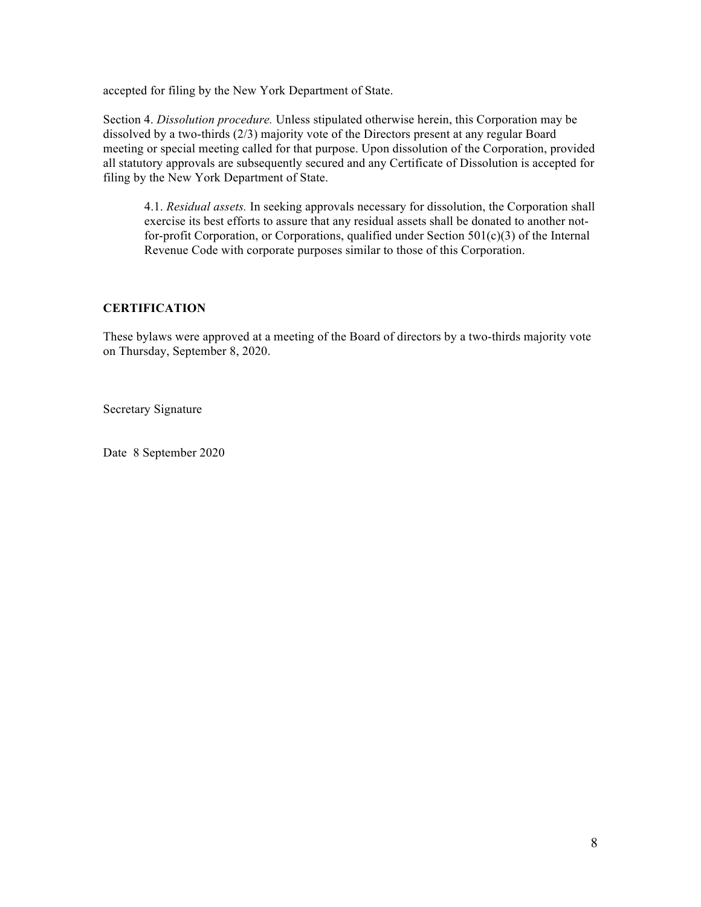accepted for filing by the New York Department of State.

Section 4. *Dissolution procedure.* Unless stipulated otherwise herein, this Corporation may be dissolved by a two-thirds (2/3) majority vote of the Directors present at any regular Board meeting or special meeting called for that purpose. Upon dissolution of the Corporation, provided all statutory approvals are subsequently secured and any Certificate of Dissolution is accepted for filing by the New York Department of State.

> 4.1. *Residual assets.* In seeking approvals necessary for dissolution, the Corporation shall exercise its best efforts to assure that any residual assets shall be donated to another not-for-profit Corporation, or Corporations, qualified under Section 501(c)(3) of the Internal Revenue Code with corporate purposes similar to those of this Corporation.

**CERTIFICATION**

These bylaws were approved at a meeting of the Board of directors by a two-thirds majority vote on Thursday, September 8, 2020.

Secretary Signature

Date 8 September 2020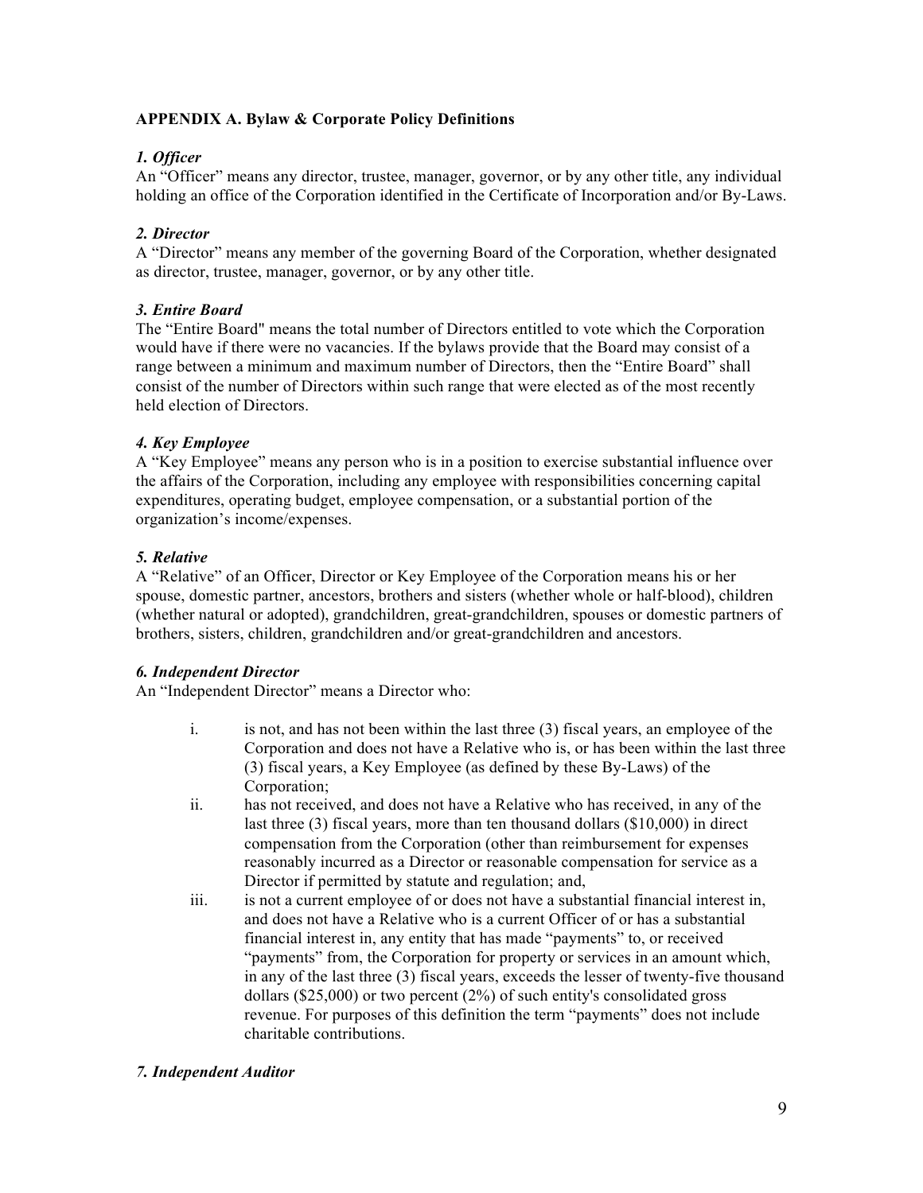**APPENDIX A. Bylaw & Corporate Policy Definitions**

***1. Officer***

An "Officer" means any director, trustee, manager, governor, or by any other title, any individual holding an office of the Corporation identified in the Certificate of Incorporation and/or By-Laws.

***2. Director***

A "Director" means any member of the governing Board of the Corporation, whether designated as director, trustee, manager, governor, or by any other title.

***3. Entire Board***

The "Entire Board" means the total number of Directors entitled to vote which the Corporation would have if there were no vacancies. If the bylaws provide that the Board may consist of a range between a minimum and maximum number of Directors, then the "Entire Board" shall consist of the number of Directors within such range that were elected as of the most recently held election of Directors.

***4. Key Employee***

A "Key Employee" means any person who is in a position to exercise substantial influence over the affairs of the Corporation, including any employee with responsibilities concerning capital expenditures, operating budget, employee compensation, or a substantial portion of the organization's income/expenses.

***5. Relative***

A "Relative" of an Officer, Director or Key Employee of the Corporation means his or her spouse, domestic partner, ancestors, brothers and sisters (whether whole or half-blood), children (whether natural or adopted), grandchildren, great-grandchildren, spouses or domestic partners of brothers, sisters, children, grandchildren and/or great-grandchildren and ancestors.

***6. Independent Director***

An "Independent Director" means a Director who:

i. is not, and has not been within the last three (3) fiscal years, an employee of the Corporation and does not have a Relative who is, or has been within the last three (3) fiscal years, a Key Employee (as defined by these By-Laws) of the Corporation;

ii. has not received, and does not have a Relative who has received, in any of the last three (3) fiscal years, more than ten thousand dollars ($10,000) in direct compensation from the Corporation (other than reimbursement for expenses reasonably incurred as a Director or reasonable compensation for service as a Director if permitted by statute and regulation; and,

iii. is not a current employee of or does not have a substantial financial interest in, and does not have a Relative who is a current Officer of or has a substantial financial interest in, any entity that has made "payments" to, or received "payments" from, the Corporation for property or services in an amount which, in any of the last three (3) fiscal years, exceeds the lesser of twenty-five thousand dollars ($25,000) or two percent (2%) of such entity's consolidated gross revenue. For purposes of this definition the term "payments" does not include charitable contributions.

***7. Independent Auditor***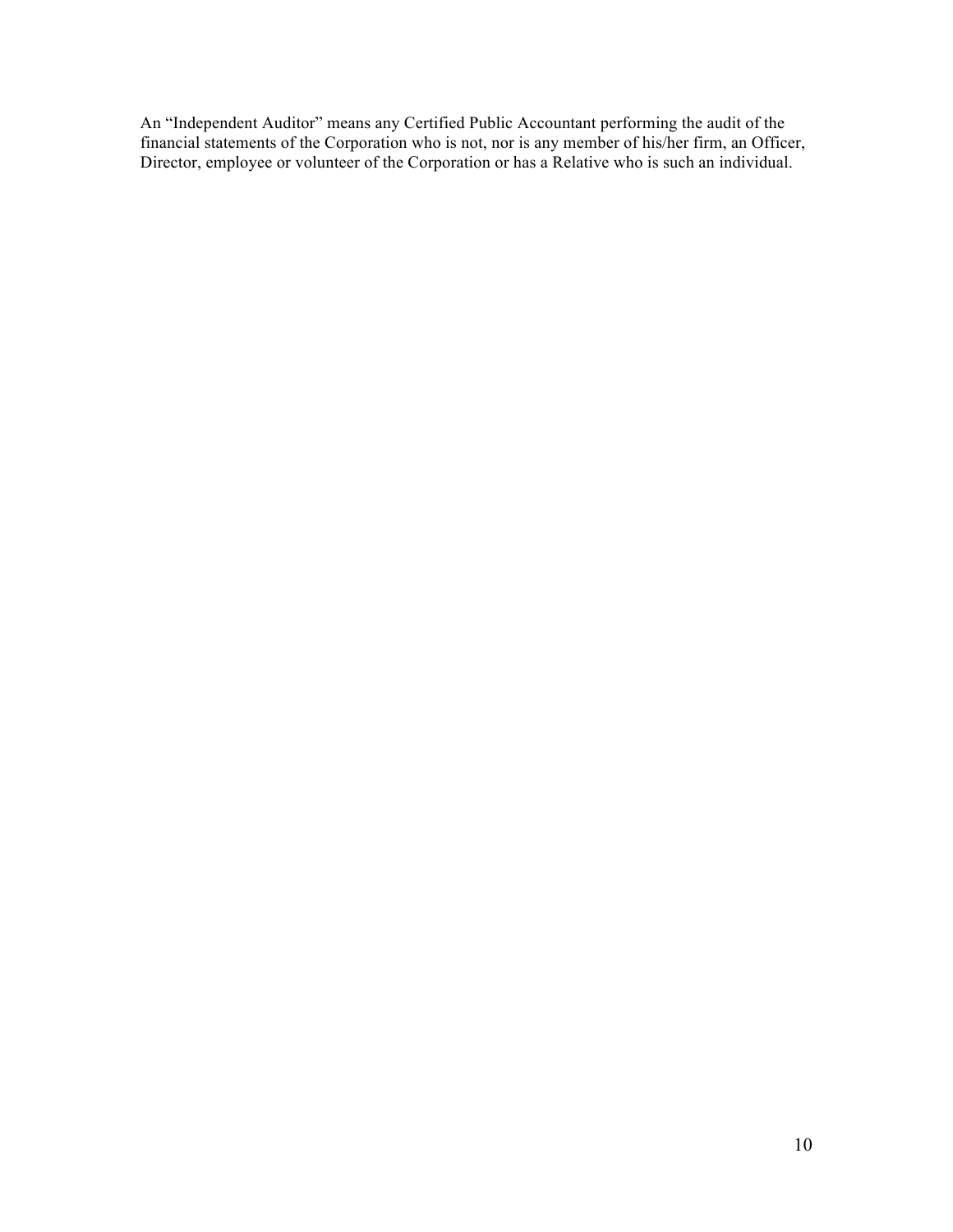An “Independent Auditor” means any Certified Public Accountant performing the audit of the financial statements of the Corporation who is not, nor is any member of his/her firm, an Officer, Director, employee or volunteer of the Corporation or has a Relative who is such an individual.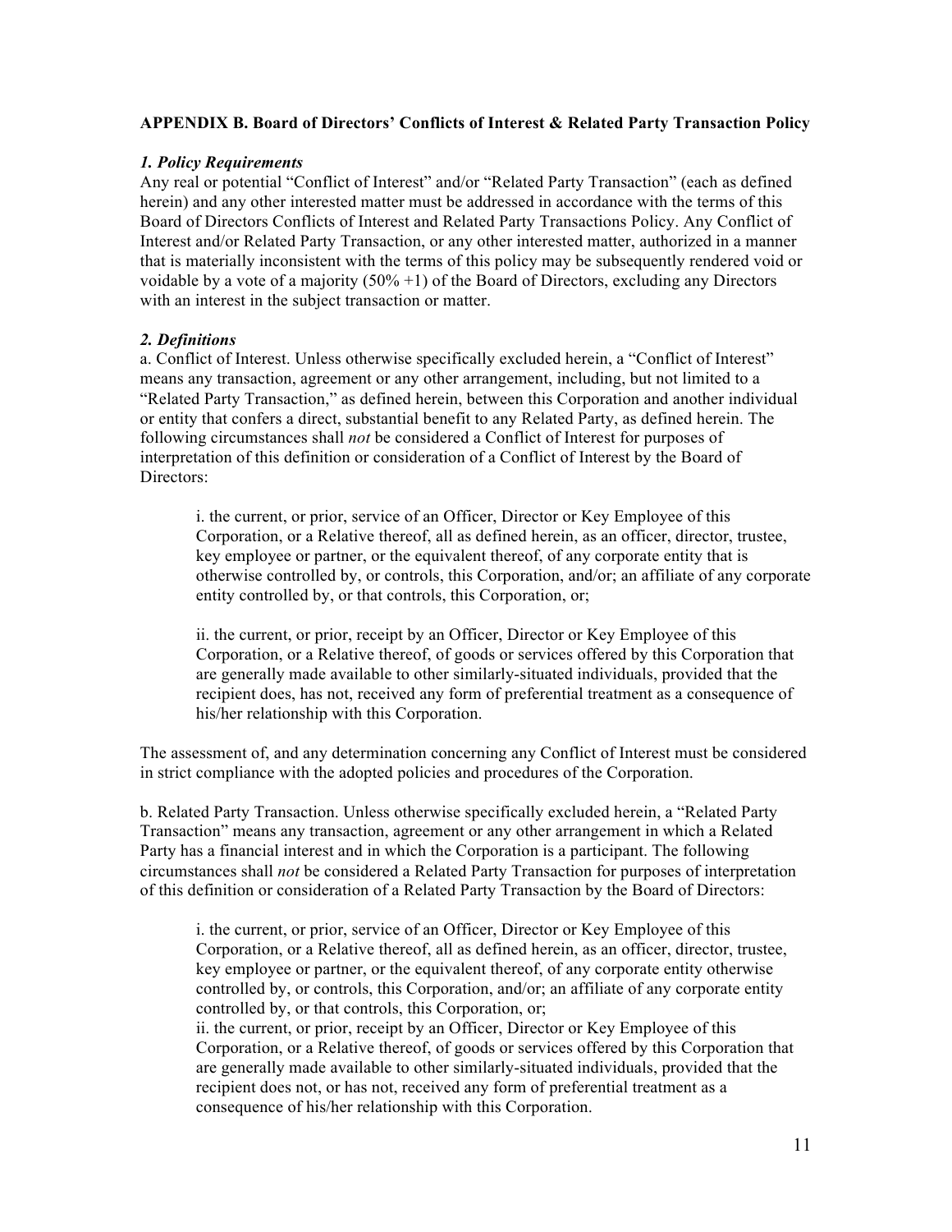**APPENDIX B. Board of Directors' Conflicts of Interest & Related Party Transaction Policy**

***1. Policy Requirements***

Any real or potential "Conflict of Interest" and/or "Related Party Transaction" (each as defined herein) and any other interested matter must be addressed in accordance with the terms of this Board of Directors Conflicts of Interest and Related Party Transactions Policy. Any Conflict of Interest and/or Related Party Transaction, or any other interested matter, authorized in a manner that is materially inconsistent with the terms of this policy may be subsequently rendered void or voidable by a vote of a majority (50% +1) of the Board of Directors, excluding any Directors with an interest in the subject transaction or matter.

***2. Definitions***

a. Conflict of Interest. Unless otherwise specifically excluded herein, a "Conflict of Interest" means any transaction, agreement or any other arrangement, including, but not limited to a "Related Party Transaction," as defined herein, between this Corporation and another individual or entity that confers a direct, substantial benefit to any Related Party, as defined herein. The following circumstances shall *not* be considered a Conflict of Interest for purposes of interpretation of this definition or consideration of a Conflict of Interest by the Board of Directors:

> i. the current, or prior, service of an Officer, Director or Key Employee of this Corporation, or a Relative thereof, all as defined herein, as an officer, director, trustee, key employee or partner, or the equivalent thereof, of any corporate entity that is otherwise controlled by, or controls, this Corporation, and/or; an affiliate of any corporate entity controlled by, or that controls, this Corporation, or;
>
> ii. the current, or prior, receipt by an Officer, Director or Key Employee of this Corporation, or a Relative thereof, of goods or services offered by this Corporation that are generally made available to other similarly-situated individuals, provided that the recipient does, has not, received any form of preferential treatment as a consequence of his/her relationship with this Corporation.

The assessment of, and any determination concerning any Conflict of Interest must be considered in strict compliance with the adopted policies and procedures of the Corporation.

b. Related Party Transaction. Unless otherwise specifically excluded herein, a "Related Party Transaction" means any transaction, agreement or any other arrangement in which a Related Party has a financial interest and in which the Corporation is a participant. The following circumstances shall *not* be considered a Related Party Transaction for purposes of interpretation of this definition or consideration of a Related Party Transaction by the Board of Directors:

> i. the current, or prior, service of an Officer, Director or Key Employee of this Corporation, or a Relative thereof, all as defined herein, as an officer, director, trustee, key employee or partner, or the equivalent thereof, of any corporate entity otherwise controlled by, or controls, this Corporation, and/or; an affiliate of any corporate entity controlled by, or that controls, this Corporation, or;
>
> ii. the current, or prior, receipt by an Officer, Director or Key Employee of this Corporation, or a Relative thereof, of goods or services offered by this Corporation that are generally made available to other similarly-situated individuals, provided that the recipient does not, or has not, received any form of preferential treatment as a consequence of his/her relationship with this Corporation.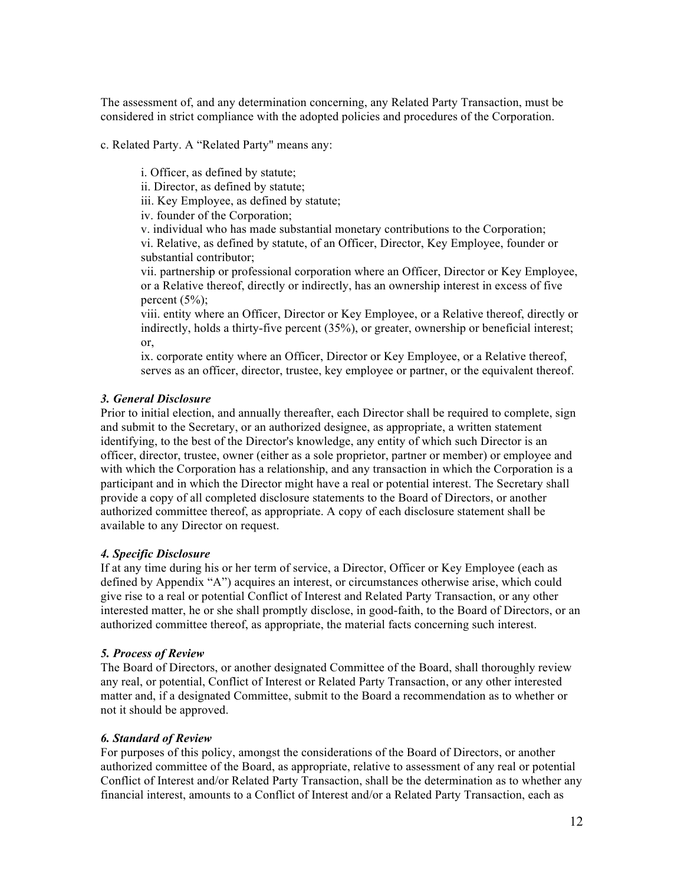The assessment of, and any determination concerning, any Related Party Transaction, must be considered in strict compliance with the adopted policies and procedures of the Corporation.

c. Related Party. A "Related Party" means any:

> i. Officer, as defined by statute;
> ii. Director, as defined by statute;
> iii. Key Employee, as defined by statute;
> iv. founder of the Corporation;
> v. individual who has made substantial monetary contributions to the Corporation;
> vi. Relative, as defined by statute, of an Officer, Director, Key Employee, founder or substantial contributor;
> vii. partnership or professional corporation where an Officer, Director or Key Employee, or a Relative thereof, directly or indirectly, has an ownership interest in excess of five percent (5%);
> viii. entity where an Officer, Director or Key Employee, or a Relative thereof, directly or indirectly, holds a thirty-five percent (35%), or greater, ownership or beneficial interest; or,
> ix. corporate entity where an Officer, Director or Key Employee, or a Relative thereof, serves as an officer, director, trustee, key employee or partner, or the equivalent thereof.

***3. General Disclosure***

Prior to initial election, and annually thereafter, each Director shall be required to complete, sign and submit to the Secretary, or an authorized designee, as appropriate, a written statement identifying, to the best of the Director's knowledge, any entity of which such Director is an officer, director, trustee, owner (either as a sole proprietor, partner or member) or employee and with which the Corporation has a relationship, and any transaction in which the Corporation is a participant and in which the Director might have a real or potential interest. The Secretary shall provide a copy of all completed disclosure statements to the Board of Directors, or another authorized committee thereof, as appropriate. A copy of each disclosure statement shall be available to any Director on request.

***4. Specific Disclosure***

If at any time during his or her term of service, a Director, Officer or Key Employee (each as defined by Appendix "A") acquires an interest, or circumstances otherwise arise, which could give rise to a real or potential Conflict of Interest and Related Party Transaction, or any other interested matter, he or she shall promptly disclose, in good-faith, to the Board of Directors, or an authorized committee thereof, as appropriate, the material facts concerning such interest.

***5. Process of Review***

The Board of Directors, or another designated Committee of the Board, shall thoroughly review any real, or potential, Conflict of Interest or Related Party Transaction, or any other interested matter and, if a designated Committee, submit to the Board a recommendation as to whether or not it should be approved.

***6. Standard of Review***

For purposes of this policy, amongst the considerations of the Board of Directors, or another authorized committee of the Board, as appropriate, relative to assessment of any real or potential Conflict of Interest and/or Related Party Transaction, shall be the determination as to whether any financial interest, amounts to a Conflict of Interest and/or a Related Party Transaction, each as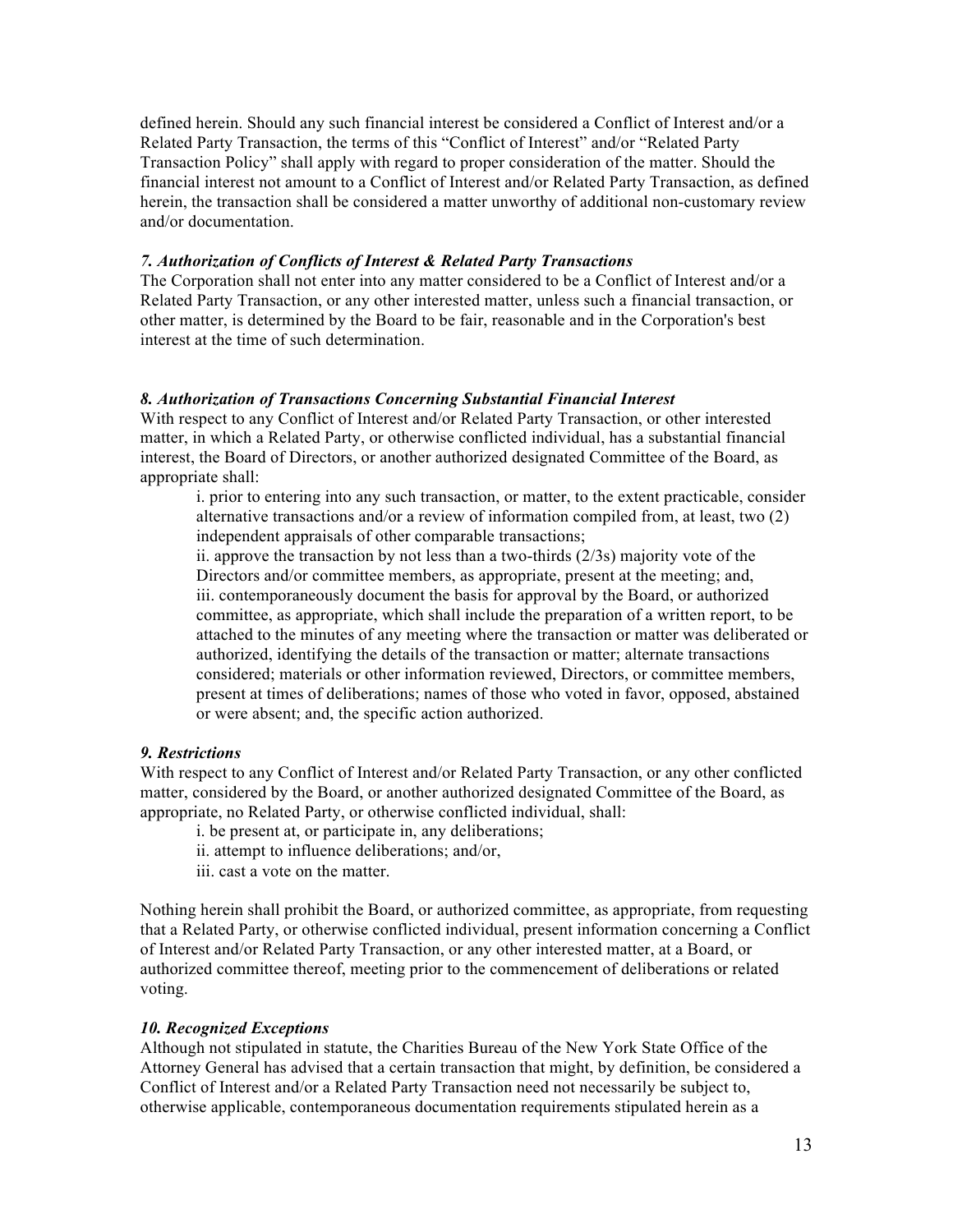defined herein. Should any such financial interest be considered a Conflict of Interest and/or a Related Party Transaction, the terms of this "Conflict of Interest" and/or "Related Party Transaction Policy" shall apply with regard to proper consideration of the matter. Should the financial interest not amount to a Conflict of Interest and/or Related Party Transaction, as defined herein, the transaction shall be considered a matter unworthy of additional non-customary review and/or documentation.

***7. Authorization of Conflicts of Interest & Related Party Transactions***

The Corporation shall not enter into any matter considered to be a Conflict of Interest and/or a Related Party Transaction, or any other interested matter, unless such a financial transaction, or other matter, is determined by the Board to be fair, reasonable and in the Corporation's best interest at the time of such determination.

***8. Authorization of Transactions Concerning Substantial Financial Interest***

With respect to any Conflict of Interest and/or Related Party Transaction, or other interested matter, in which a Related Party, or otherwise conflicted individual, has a substantial financial interest, the Board of Directors, or another authorized designated Committee of the Board, as appropriate shall:

i. prior to entering into any such transaction, or matter, to the extent practicable, consider alternative transactions and/or a review of information compiled from, at least, two (2) independent appraisals of other comparable transactions;
ii. approve the transaction by not less than a two-thirds (2/3s) majority vote of the Directors and/or committee members, as appropriate, present at the meeting; and,
iii. contemporaneously document the basis for approval by the Board, or authorized committee, as appropriate, which shall include the preparation of a written report, to be attached to the minutes of any meeting where the transaction or matter was deliberated or authorized, identifying the details of the transaction or matter; alternate transactions considered; materials or other information reviewed, Directors, or committee members, present at times of deliberations; names of those who voted in favor, opposed, abstained or were absent; and, the specific action authorized.

***9. Restrictions***

With respect to any Conflict of Interest and/or Related Party Transaction, or any other conflicted matter, considered by the Board, or another authorized designated Committee of the Board, as appropriate, no Related Party, or otherwise conflicted individual, shall:

i. be present at, or participate in, any deliberations;
ii. attempt to influence deliberations; and/or,
iii. cast a vote on the matter.

Nothing herein shall prohibit the Board, or authorized committee, as appropriate, from requesting that a Related Party, or otherwise conflicted individual, present information concerning a Conflict of Interest and/or Related Party Transaction, or any other interested matter, at a Board, or authorized committee thereof, meeting prior to the commencement of deliberations or related voting.

***10. Recognized Exceptions***

Although not stipulated in statute, the Charities Bureau of the New York State Office of the Attorney General has advised that a certain transaction that might, by definition, be considered a Conflict of Interest and/or a Related Party Transaction need not necessarily be subject to, otherwise applicable, contemporaneous documentation requirements stipulated herein as a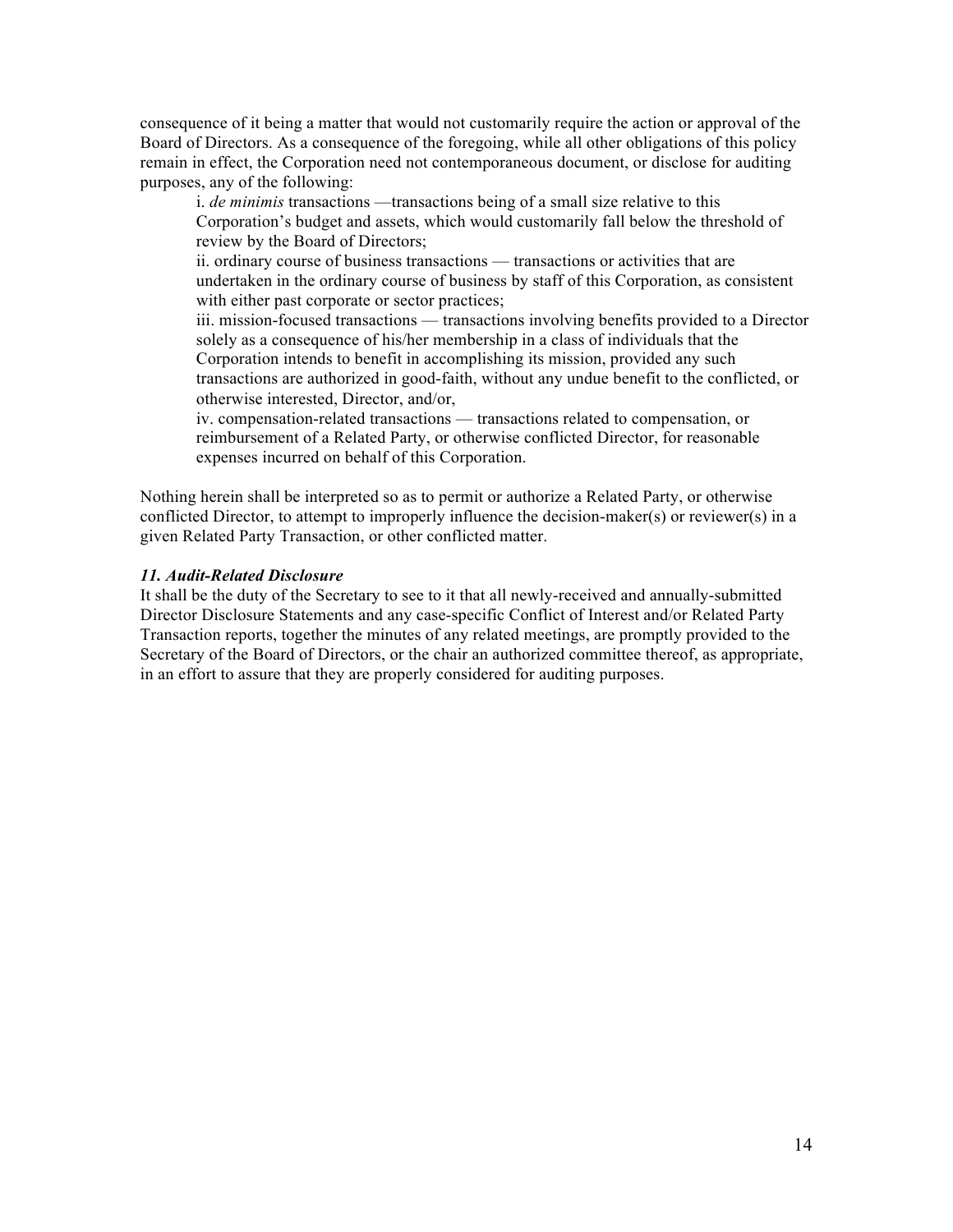consequence of it being a matter that would not customarily require the action or approval of the Board of Directors. As a consequence of the foregoing, while all other obligations of this policy remain in effect, the Corporation need not contemporaneous document, or disclose for auditing purposes, any of the following:

i. *de minimis* transactions —transactions being of a small size relative to this Corporation's budget and assets, which would customarily fall below the threshold of review by the Board of Directors;

ii. ordinary course of business transactions — transactions or activities that are undertaken in the ordinary course of business by staff of this Corporation, as consistent with either past corporate or sector practices;

iii. mission-focused transactions — transactions involving benefits provided to a Director solely as a consequence of his/her membership in a class of individuals that the Corporation intends to benefit in accomplishing its mission, provided any such transactions are authorized in good-faith, without any undue benefit to the conflicted, or otherwise interested, Director, and/or,

iv. compensation-related transactions — transactions related to compensation, or reimbursement of a Related Party, or otherwise conflicted Director, for reasonable expenses incurred on behalf of this Corporation.

Nothing herein shall be interpreted so as to permit or authorize a Related Party, or otherwise conflicted Director, to attempt to improperly influence the decision-maker(s) or reviewer(s) in a given Related Party Transaction, or other conflicted matter.

***11. Audit-Related Disclosure***

It shall be the duty of the Secretary to see to it that all newly-received and annually-submitted Director Disclosure Statements and any case-specific Conflict of Interest and/or Related Party Transaction reports, together the minutes of any related meetings, are promptly provided to the Secretary of the Board of Directors, or the chair an authorized committee thereof, as appropriate, in an effort to assure that they are properly considered for auditing purposes.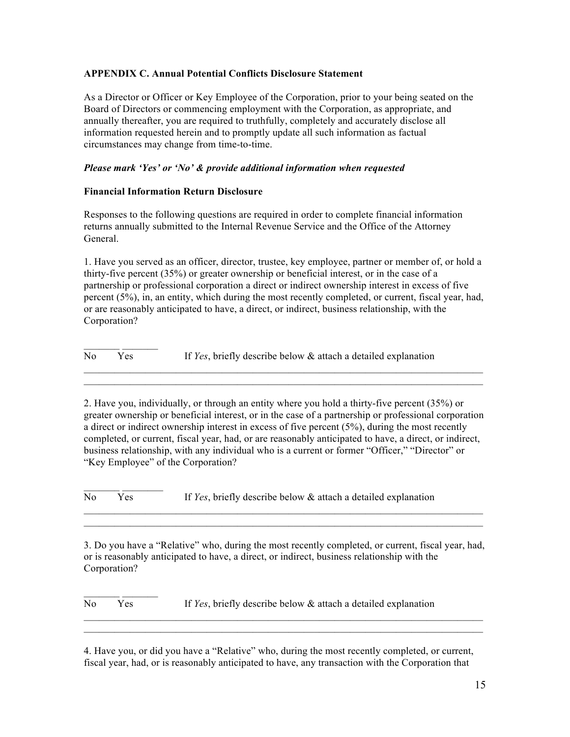**APPENDIX C. Annual Potential Conflicts Disclosure Statement**

As a Director or Officer or Key Employee of the Corporation, prior to your being seated on the Board of Directors or commencing employment with the Corporation, as appropriate, and annually thereafter, you are required to truthfully, completely and accurately disclose all information requested herein and to promptly update all such information as factual circumstances may change from time-to-time.

***Please mark 'Yes' or 'No' & provide additional information when requested***

**Financial Information Return Disclosure**

Responses to the following questions are required in order to complete financial information returns annually submitted to the Internal Revenue Service and the Office of the Attorney General.

1. Have you served as an officer, director, trustee, key employee, partner or member of, or hold a thirty-five percent (35%) or greater ownership or beneficial interest, or in the case of a partnership or professional corporation a direct or indirect ownership interest in excess of five percent (5%), in, an entity, which during the most recently completed, or current, fiscal year, had, or are reasonably anticipated to have, a direct, or indirect, business relationship, with the Corporation?

_______ _______
No      Yes          If *Yes*, briefly describe below & attach a detailed explanation

_______________________________________________________________________________
_______________________________________________________________________________

2. Have you, individually, or through an entity where you hold a thirty-five percent (35%) or greater ownership or beneficial interest, or in the case of a partnership or professional corporation a direct or indirect ownership interest in excess of five percent (5%), during the most recently completed, or current, fiscal year, had, or are reasonably anticipated to have, a direct, or indirect, business relationship, with any individual who is a current or former "Officer," "Director" or "Key Employee" of the Corporation?

_______ ________
No      Yes          If *Yes*, briefly describe below & attach a detailed explanation

_______________________________________________________________________________
_______________________________________________________________________________

3. Do you have a "Relative" who, during the most recently completed, or current, fiscal year, had, or is reasonably anticipated to have, a direct, or indirect, business relationship with the Corporation?

_______ _______
No      Yes          If *Yes*, briefly describe below & attach a detailed explanation

_______________________________________________________________________________
_______________________________________________________________________________

4. Have you, or did you have a "Relative" who, during the most recently completed, or current, fiscal year, had, or is reasonably anticipated to have, any transaction with the Corporation that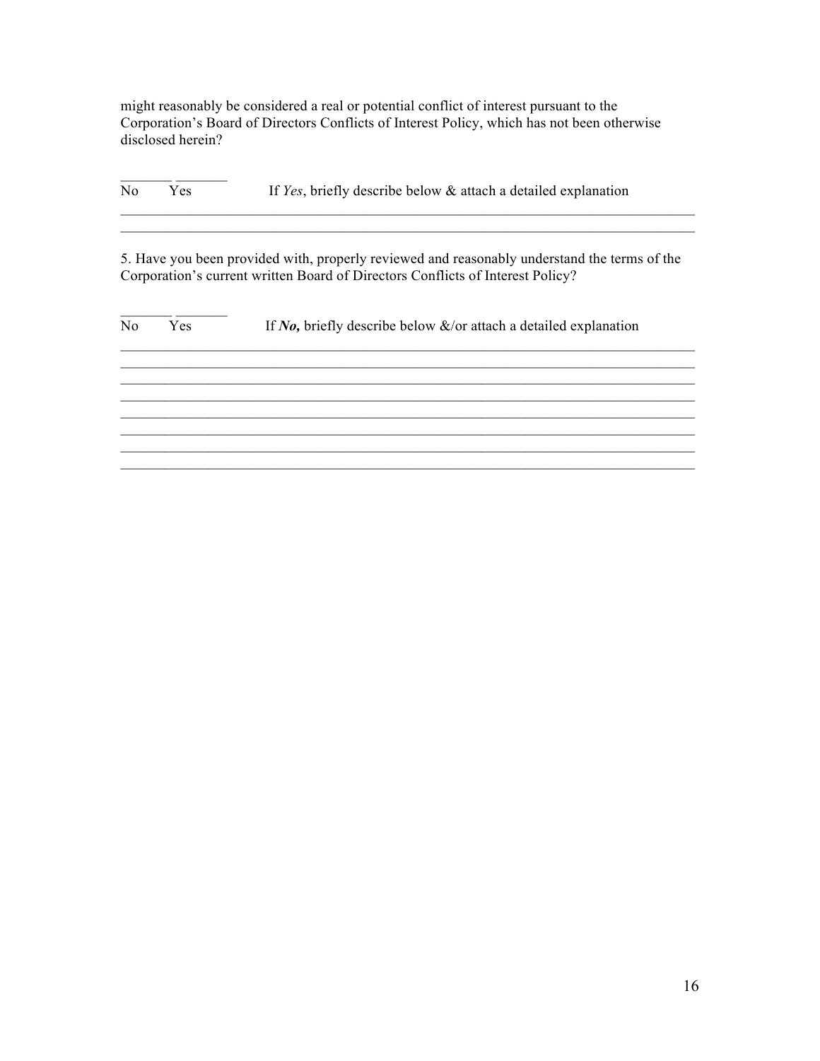might reasonably be considered a real or potential conflict of interest pursuant to the Corporation's Board of Directors Conflicts of Interest Policy, which has not been otherwise disclosed herein?

_______ _______
No Yes If *Yes*, briefly describe below & attach a detailed explanation

_______________________________________________________________________________
_______________________________________________________________________________

5. Have you been provided with, properly reviewed and reasonably understand the terms of the Corporation's current written Board of Directors Conflicts of Interest Policy?

_______ _______
No Yes If ***No,*** briefly describe below &/or attach a detailed explanation

_______________________________________________________________________________
_______________________________________________________________________________
_______________________________________________________________________________
_______________________________________________________________________________
_______________________________________________________________________________
_______________________________________________________________________________
_______________________________________________________________________________
_______________________________________________________________________________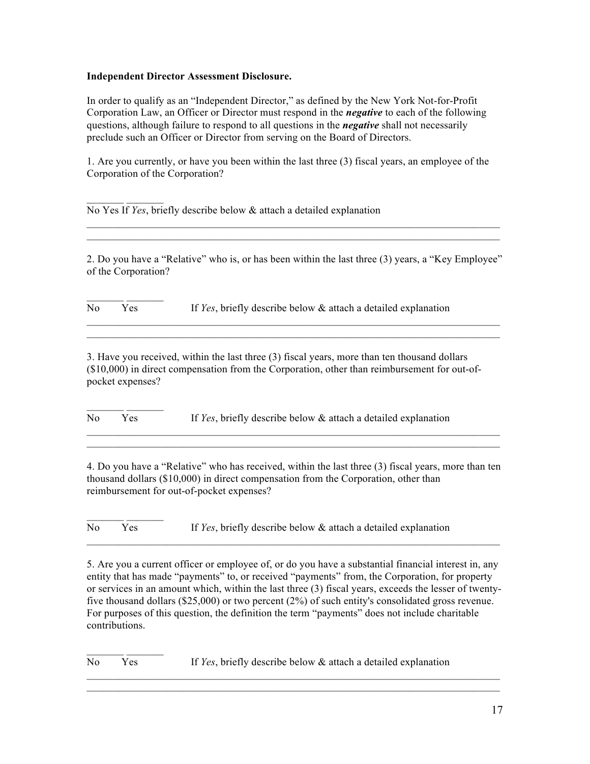**Independent Director Assessment Disclosure.**

In order to qualify as an "Independent Director," as defined by the New York Not-for-Profit Corporation Law, an Officer or Director must respond in the ***negative*** to each of the following questions, although failure to respond to all questions in the ***negative*** shall not necessarily preclude such an Officer or Director from serving on the Board of Directors.

1. Are you currently, or have you been within the last three (3) fiscal years, an employee of the Corporation of the Corporation?

_______ _______
No Yes If *Yes*, briefly describe below & attach a detailed explanation

________________________________________________________________________________
________________________________________________________________________________

2. Do you have a "Relative" who is, or has been within the last three (3) years, a "Key Employee" of the Corporation?

_______ _______
No Yes If *Yes*, briefly describe below & attach a detailed explanation

________________________________________________________________________________
________________________________________________________________________________

3. Have you received, within the last three (3) fiscal years, more than ten thousand dollars ($10,000) in direct compensation from the Corporation, other than reimbursement for out-of-pocket expenses?

_______ _______
No Yes If *Yes*, briefly describe below & attach a detailed explanation

________________________________________________________________________________
________________________________________________________________________________

4. Do you have a "Relative" who has received, within the last three (3) fiscal years, more than ten thousand dollars ($10,000) in direct compensation from the Corporation, other than reimbursement for out-of-pocket expenses?

_______ _______
No Yes If *Yes*, briefly describe below & attach a detailed explanation

________________________________________________________________________________

5. Are you a current officer or employee of, or do you have a substantial financial interest in, any entity that has made "payments" to, or received "payments" from, the Corporation, for property or services in an amount which, within the last three (3) fiscal years, exceeds the lesser of twenty-five thousand dollars ($25,000) or two percent (2%) of such entity's consolidated gross revenue. For purposes of this question, the definition the term "payments" does not include charitable contributions.

_______ _______
No Yes If *Yes*, briefly describe below & attach a detailed explanation

________________________________________________________________________________
________________________________________________________________________________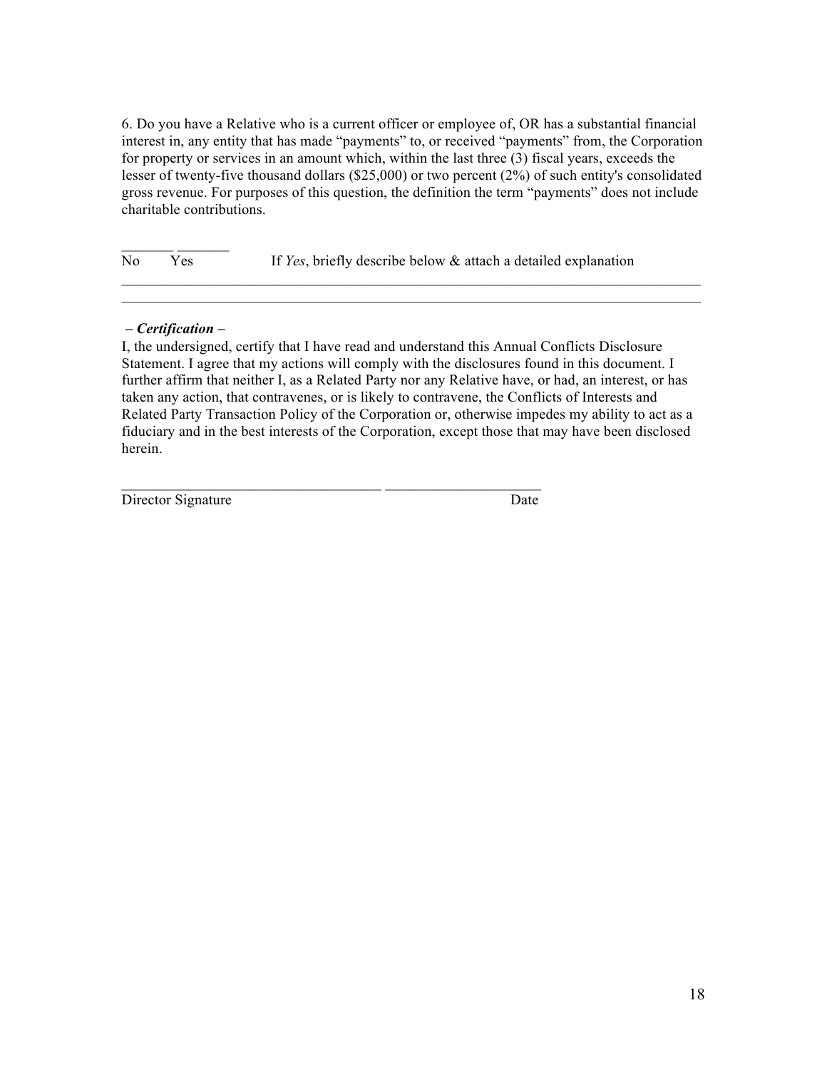6. Do you have a Relative who is a current officer or employee of, OR has a substantial financial interest in, any entity that has made "payments" to, or received "payments" from, the Corporation for property or services in an amount which, within the last three (3) fiscal years, exceeds the lesser of twenty-five thousand dollars ($25,000) or two percent (2%) of such entity's consolidated gross revenue. For purposes of this question, the definition the term "payments" does not include charitable contributions.

_______ _______
No Yes If *Yes*, briefly describe below & attach a detailed explanation

___________________________________________________________________________
___________________________________________________________________________

***– Certification –***

I, the undersigned, certify that I have read and understand this Annual Conflicts Disclosure Statement. I agree that my actions will comply with the disclosures found in this document. I further affirm that neither I, as a Related Party nor any Relative have, or had, an interest, or has taken any action, that contravenes, or is likely to contravene, the Conflicts of Interests and Related Party Transaction Policy of the Corporation or, otherwise impedes my ability to act as a fiduciary and in the best interests of the Corporation, except those that may have been disclosed herein.

___________________________________ ____________________
Director Signature Date